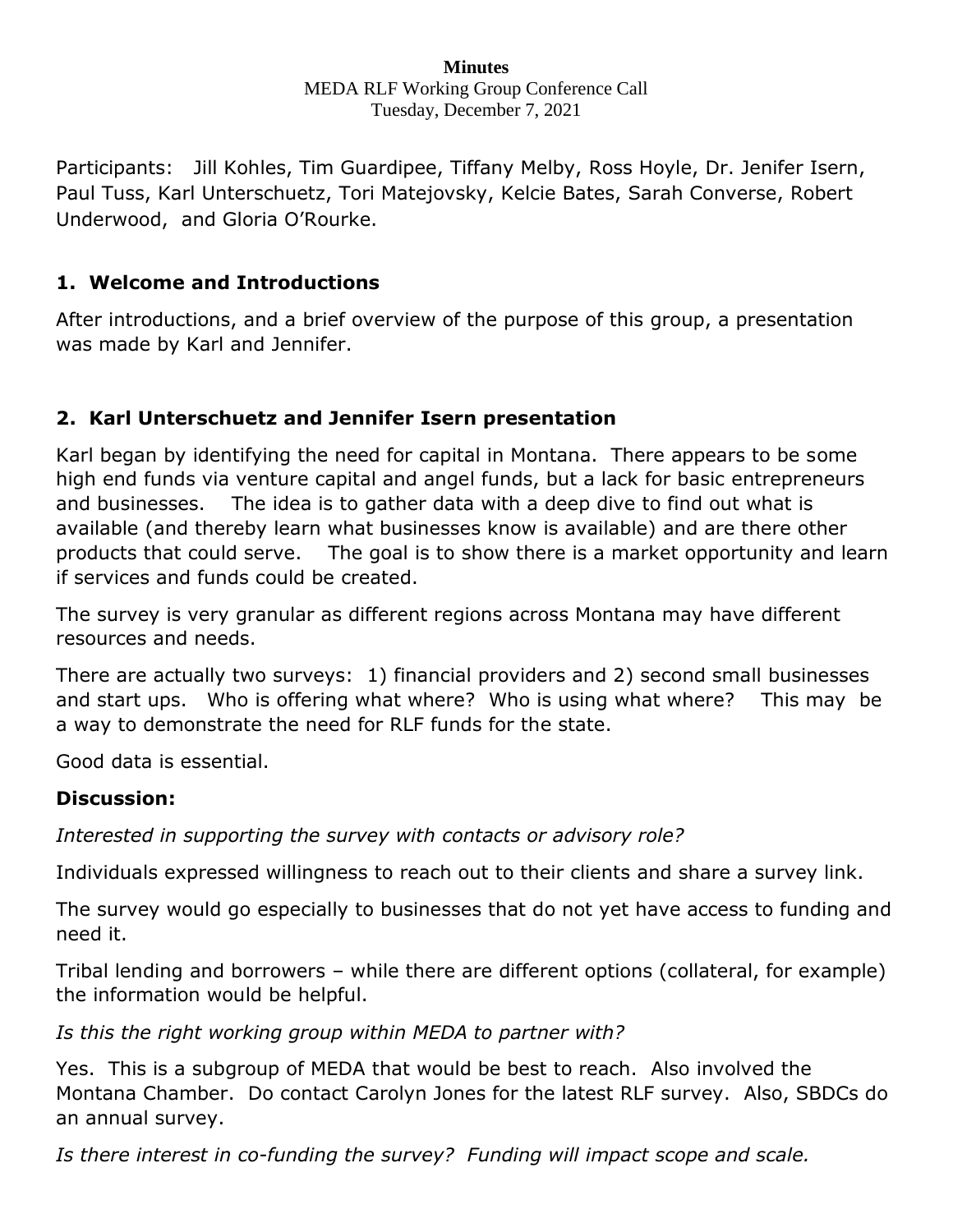**Minutes**

MEDA RLF Working Group Conference Call

Tuesday, December 7, 2021

Participants: Jill Kohles, Tim Guardipee, Tiffany Melby, Ross Hoyle, Dr. Jenifer Isern, Paul Tuss, Karl Unterschuetz, Tori Matejovsky, Kelcie Bates, Sarah Converse, Robert Underwood, and Gloria O'Rourke.

## 1. Welcome and Introductions

After introductions, and a brief overview of the purpose of this group, a presentation was made by Karl and Jennifer.

## 2. Karl Unterschuetz and Jennifer Isern presentation

Karl began by identifying the need for capital in Montana. There appears to be some high end funds via venture capital and angel funds, but a lack for basic entrepreneurs and businesses. The idea is to gather data with a deep dive to find out what is available (and thereby learn what businesses know is available) and are there other products that could serve. The goal is to show there is a market opportunity and learn if services and funds could be created.

The survey is very granular as different regions across Montana may have different resources and needs.

There are actually two surveys: 1) financial providers and 2) second small businesses and start ups. Who is offering what where? Who is using what where? This may be a way to demonstrate the need for RLF funds for the state.

Good data is essential.

**Discussion:**

*Interested in supporting the survey with contacts or advisory role?*

Individuals expressed willingness to reach out to their clients and share a survey link.

The survey would go especially to businesses that do not yet have access to funding and need it.

Tribal lending and borrowers – while there are different options (collateral, for example) the information would be helpful.

*Is this the right working group within MEDA to partner with?*

Yes. This is a subgroup of MEDA that would be best to reach. Also involved the Montana Chamber. Do contact Carolyn Jones for the latest RLF survey. Also, SBDCs do an annual survey.

*Is there interest in co-funding the survey? Funding will impact scope and scale.*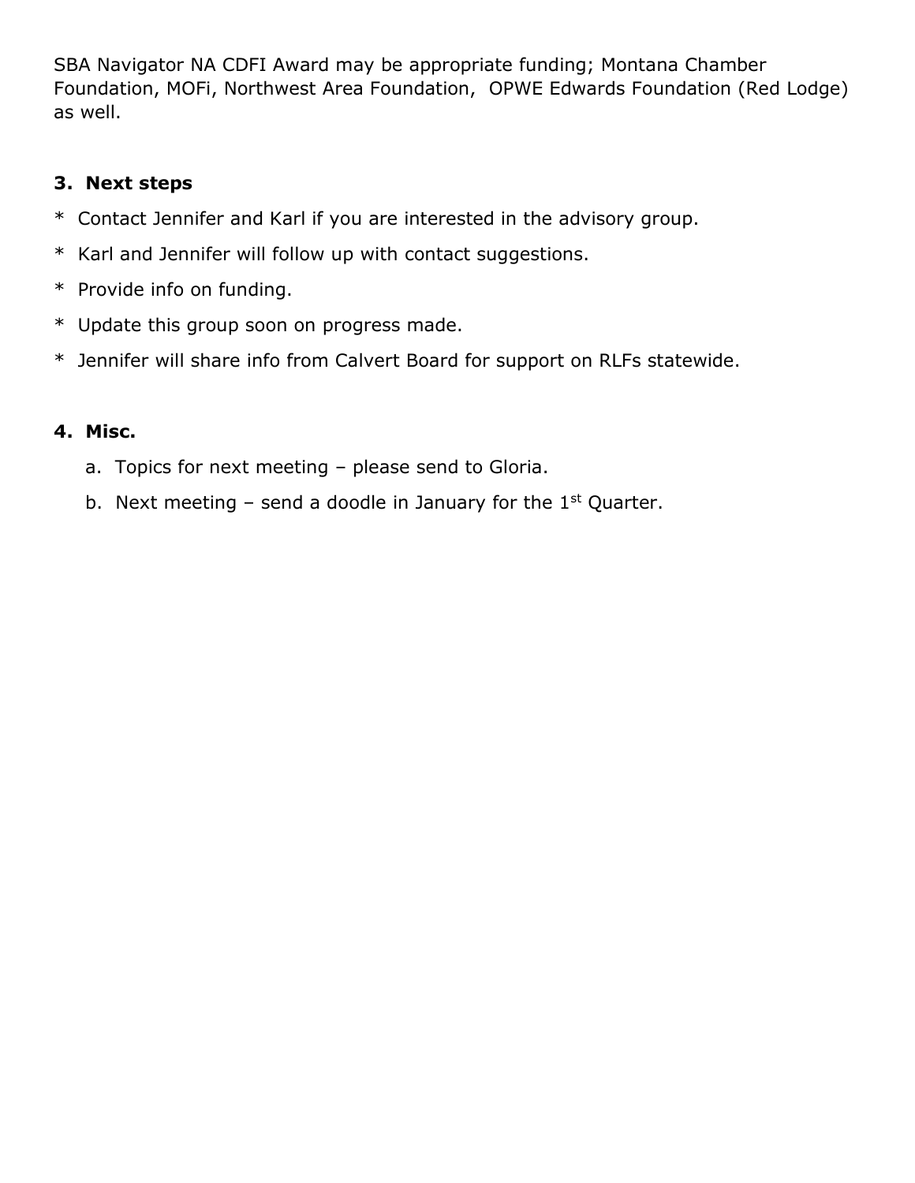SBA Navigator NA CDFI Award may be appropriate funding; Montana Chamber Foundation, MOFi, Northwest Area Foundation, OPWE Edwards Foundation (Red Lodge) as well.

**3. Next steps**

* Contact Jennifer and Karl if you are interested in the advisory group.
* Karl and Jennifer will follow up with contact suggestions.
* Provide info on funding.
* Update this group soon on progress made.
* Jennifer will share info from Calvert Board for support on RLFs statewide.

**4. Misc.**

a. Topics for next meeting – please send to Gloria.

b. Next meeting – send a doodle in January for the 1st Quarter.